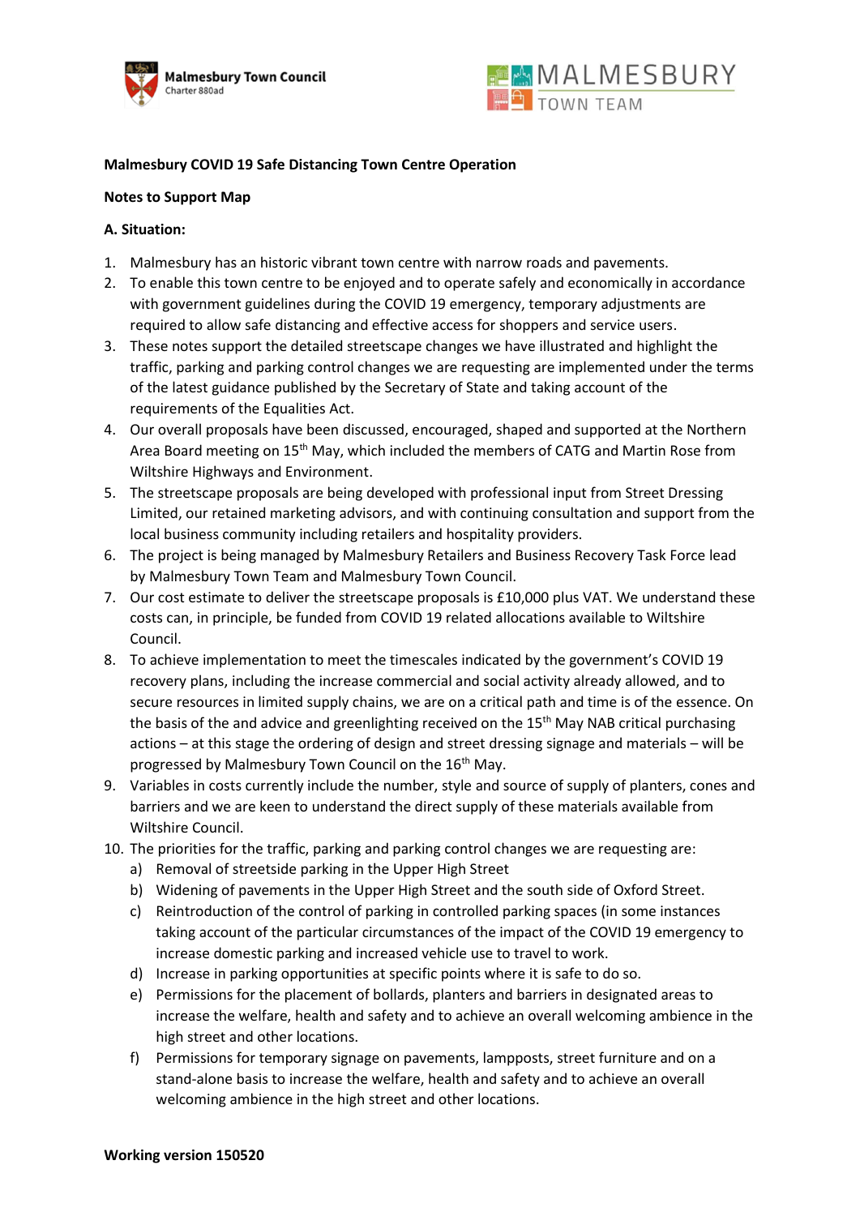Malmesbury Town Council
Charter 880ad

MALMESBURY TOWN TEAM

**Malmesbury COVID 19 Safe Distancing Town Centre Operation**

**Notes to Support Map**

**A. Situation:**

1. Malmesbury has an historic vibrant town centre with narrow roads and pavements.
2. To enable this town centre to be enjoyed and to operate safely and economically in accordance with government guidelines during the COVID 19 emergency, temporary adjustments are required to allow safe distancing and effective access for shoppers and service users.
3. These notes support the detailed streetscape changes we have illustrated and highlight the traffic, parking and parking control changes we are requesting are implemented under the terms of the latest guidance published by the Secretary of State and taking account of the requirements of the Equalities Act.
4. Our overall proposals have been discussed, encouraged, shaped and supported at the Northern Area Board meeting on 15th May, which included the members of CATG and Martin Rose from Wiltshire Highways and Environment.
5. The streetscape proposals are being developed with professional input from Street Dressing Limited, our retained marketing advisors, and with continuing consultation and support from the local business community including retailers and hospitality providers.
6. The project is being managed by Malmesbury Retailers and Business Recovery Task Force lead by Malmesbury Town Team and Malmesbury Town Council.
7. Our cost estimate to deliver the streetscape proposals is £10,000 plus VAT. We understand these costs can, in principle, be funded from COVID 19 related allocations available to Wiltshire Council.
8. To achieve implementation to meet the timescales indicated by the government's COVID 19 recovery plans, including the increase commercial and social activity already allowed, and to secure resources in limited supply chains, we are on a critical path and time is of the essence. On the basis of the and advice and greenlighting received on the 15th May NAB critical purchasing actions – at this stage the ordering of design and street dressing signage and materials – will be progressed by Malmesbury Town Council on the 16th May.
9. Variables in costs currently include the number, style and source of supply of planters, cones and barriers and we are keen to understand the direct supply of these materials available from Wiltshire Council.
10. The priorities for the traffic, parking and parking control changes we are requesting are:
    a) Removal of streetside parking in the Upper High Street
    b) Widening of pavements in the Upper High Street and the south side of Oxford Street.
    c) Reintroduction of the control of parking in controlled parking spaces (in some instances taking account of the particular circumstances of the impact of the COVID 19 emergency to increase domestic parking and increased vehicle use to travel to work.
    d) Increase in parking opportunities at specific points where it is safe to do so.
    e) Permissions for the placement of bollards, planters and barriers in designated areas to increase the welfare, health and safety and to achieve an overall welcoming ambience in the high street and other locations.
    f) Permissions for temporary signage on pavements, lampposts, street furniture and on a stand-alone basis to increase the welfare, health and safety and to achieve an overall welcoming ambience in the high street and other locations.

**Working version 150520**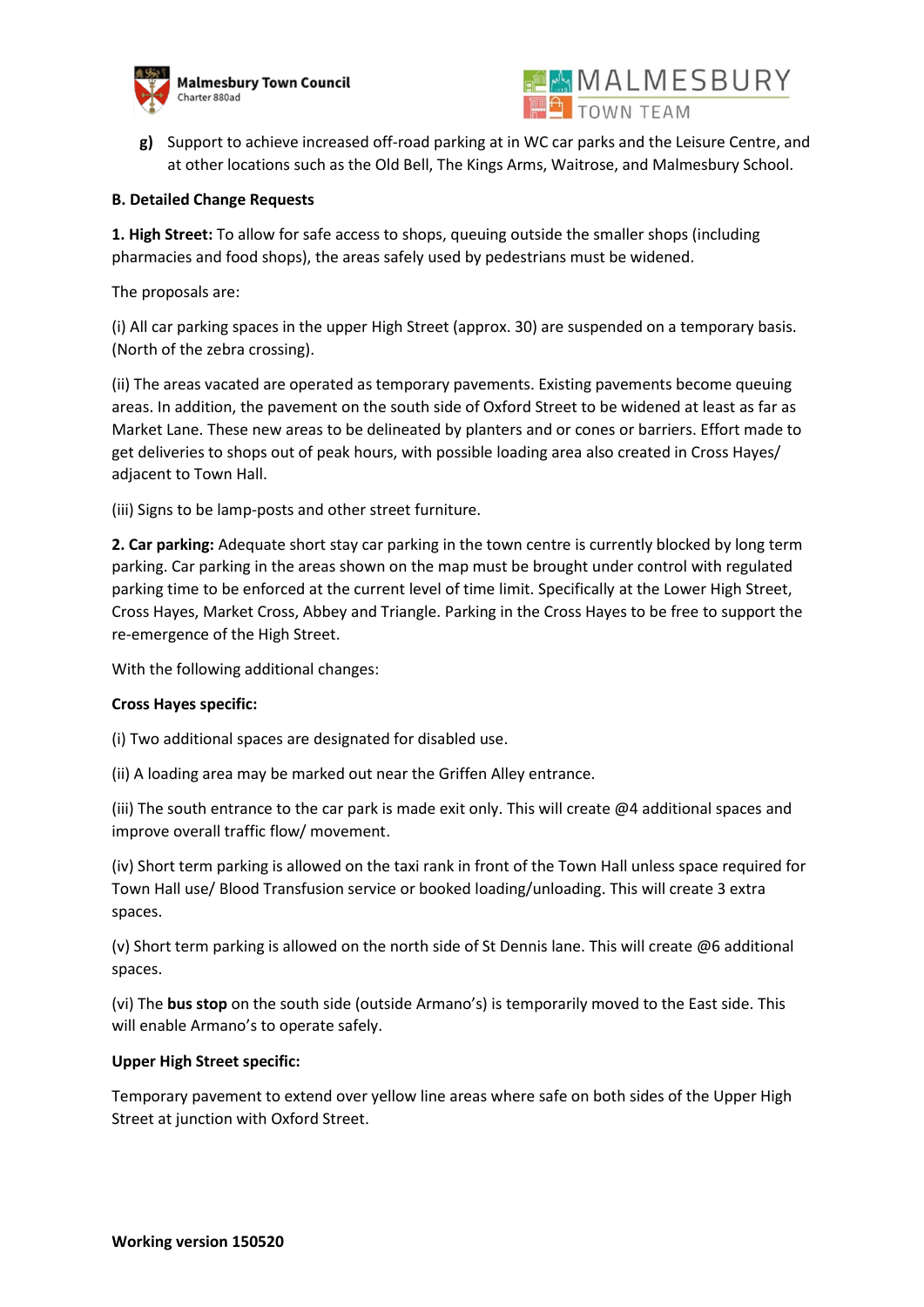**g)** Support to achieve increased off-road parking at in WC car parks and the Leisure Centre, and at other locations such as the Old Bell, The Kings Arms, Waitrose, and Malmesbury School.

**B. Detailed Change Requests**

**1. High Street:** To allow for safe access to shops, queuing outside the smaller shops (including pharmacies and food shops), the areas safely used by pedestrians must be widened.

The proposals are:

(i) All car parking spaces in the upper High Street (approx. 30) are suspended on a temporary basis. (North of the zebra crossing).

(ii) The areas vacated are operated as temporary pavements. Existing pavements become queuing areas. In addition, the pavement on the south side of Oxford Street to be widened at least as far as Market Lane. These new areas to be delineated by planters and or cones or barriers. Effort made to get deliveries to shops out of peak hours, with possible loading area also created in Cross Hayes/ adjacent to Town Hall.

(iii) Signs to be lamp-posts and other street furniture.

**2. Car parking:** Adequate short stay car parking in the town centre is currently blocked by long term parking. Car parking in the areas shown on the map must be brought under control with regulated parking time to be enforced at the current level of time limit. Specifically at the Lower High Street, Cross Hayes, Market Cross, Abbey and Triangle. Parking in the Cross Hayes to be free to support the re-emergence of the High Street.

With the following additional changes:

**Cross Hayes specific:**

(i) Two additional spaces are designated for disabled use.

(ii) A loading area may be marked out near the Griffen Alley entrance.

(iii) The south entrance to the car park is made exit only. This will create @4 additional spaces and improve overall traffic flow/ movement.

(iv) Short term parking is allowed on the taxi rank in front of the Town Hall unless space required for Town Hall use/ Blood Transfusion service or booked loading/unloading. This will create 3 extra spaces.

(v) Short term parking is allowed on the north side of St Dennis lane. This will create @6 additional spaces.

(vi) The **bus stop** on the south side (outside Armano's) is temporarily moved to the East side. This will enable Armano's to operate safely.

**Upper High Street specific:**

Temporary pavement to extend over yellow line areas where safe on both sides of the Upper High Street at junction with Oxford Street.

**Working version 150520**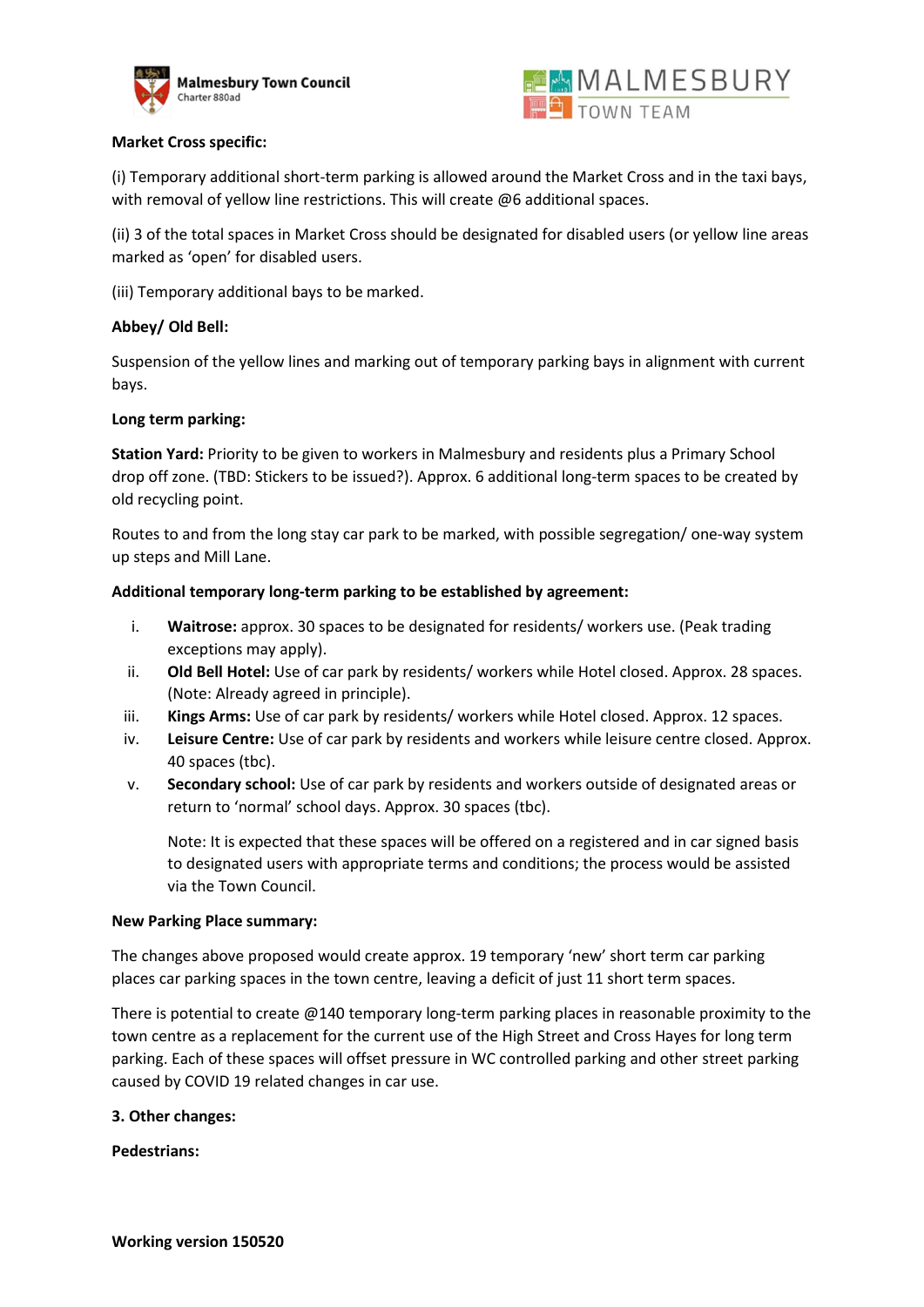**Market Cross specific:**

(i) Temporary additional short-term parking is allowed around the Market Cross and in the taxi bays, with removal of yellow line restrictions. This will create @6 additional spaces.

(ii) 3 of the total spaces in Market Cross should be designated for disabled users (or yellow line areas marked as 'open' for disabled users.

(iii) Temporary additional bays to be marked.

**Abbey/ Old Bell:**

Suspension of the yellow lines and marking out of temporary parking bays in alignment with current bays.

**Long term parking:**

**Station Yard:** Priority to be given to workers in Malmesbury and residents plus a Primary School drop off zone. (TBD: Stickers to be issued?). Approx. 6 additional long-term spaces to be created by old recycling point.

Routes to and from the long stay car park to be marked, with possible segregation/ one-way system up steps and Mill Lane.

**Additional temporary long-term parking to be established by agreement:**

i. **Waitrose:** approx. 30 spaces to be designated for residents/ workers use. (Peak trading exceptions may apply).
ii. **Old Bell Hotel:** Use of car park by residents/ workers while Hotel closed. Approx. 28 spaces. (Note: Already agreed in principle).
iii. **Kings Arms:** Use of car park by residents/ workers while Hotel closed. Approx. 12 spaces.
iv. **Leisure Centre:** Use of car park by residents and workers while leisure centre closed. Approx. 40 spaces (tbc).
v. **Secondary school:** Use of car park by residents and workers outside of designated areas or return to 'normal' school days. Approx. 30 spaces (tbc).

   Note: It is expected that these spaces will be offered on a registered and in car signed basis to designated users with appropriate terms and conditions; the process would be assisted via the Town Council.

**New Parking Place summary:**

The changes above proposed would create approx. 19 temporary 'new' short term car parking places car parking spaces in the town centre, leaving a deficit of just 11 short term spaces.

There is potential to create @140 temporary long-term parking places in reasonable proximity to the town centre as a replacement for the current use of the High Street and Cross Hayes for long term parking. Each of these spaces will offset pressure in WC controlled parking and other street parking caused by COVID 19 related changes in car use.

**3. Other changes:**

**Pedestrians:**

**Working version 150520**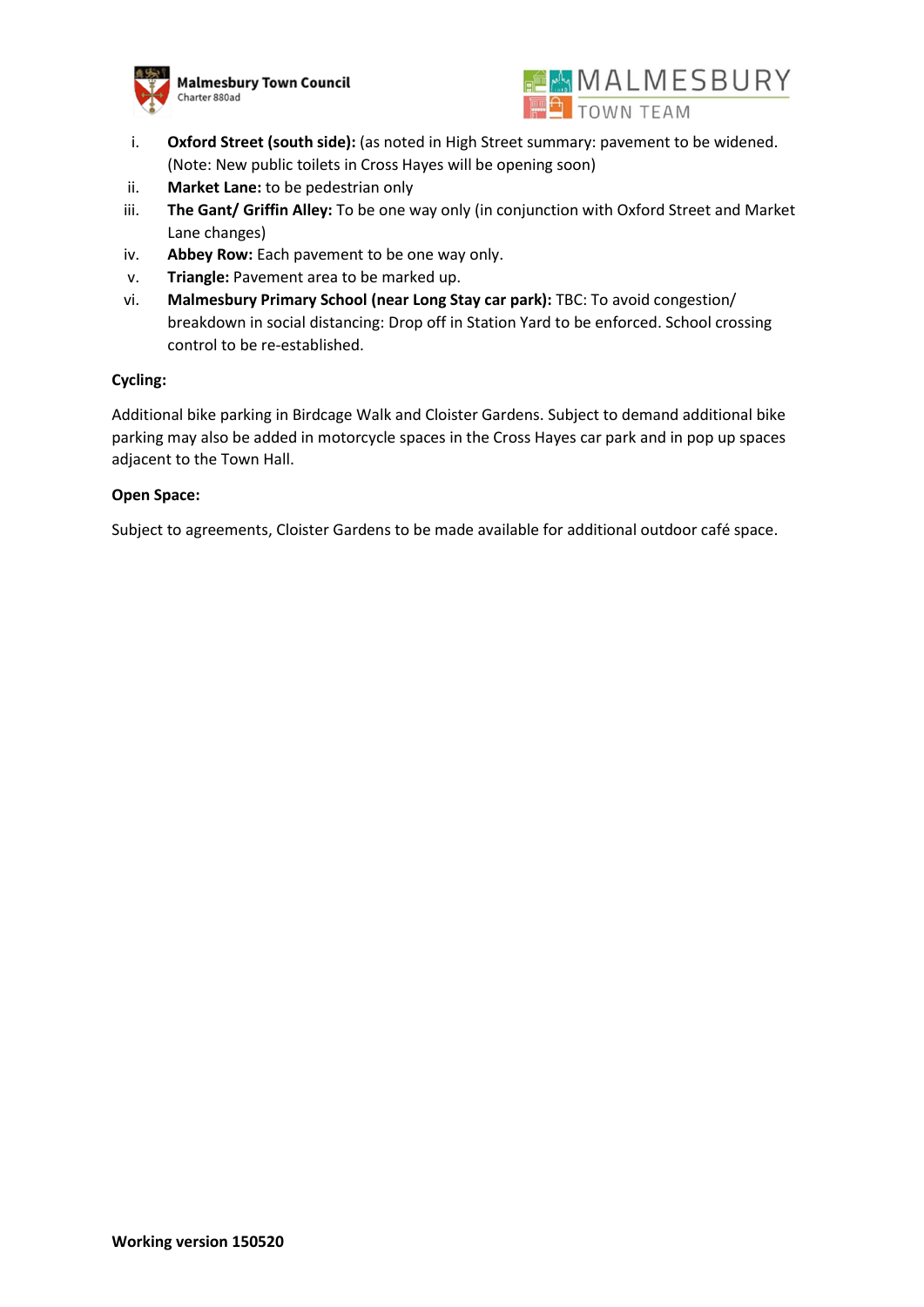i. **Oxford Street (south side):** (as noted in High Street summary: pavement to be widened. (Note: New public toilets in Cross Hayes will be opening soon)
ii. **Market Lane:** to be pedestrian only
iii. **The Gant/ Griffin Alley:** To be one way only (in conjunction with Oxford Street and Market Lane changes)
iv. **Abbey Row:** Each pavement to be one way only.
v. **Triangle:** Pavement area to be marked up.
vi. **Malmesbury Primary School (near Long Stay car park):** TBC: To avoid congestion/ breakdown in social distancing: Drop off in Station Yard to be enforced. School crossing control to be re-established.

**Cycling:**

Additional bike parking in Birdcage Walk and Cloister Gardens. Subject to demand additional bike parking may also be added in motorcycle spaces in the Cross Hayes car park and in pop up spaces adjacent to the Town Hall.

**Open Space:**

Subject to agreements, Cloister Gardens to be made available for additional outdoor café space.